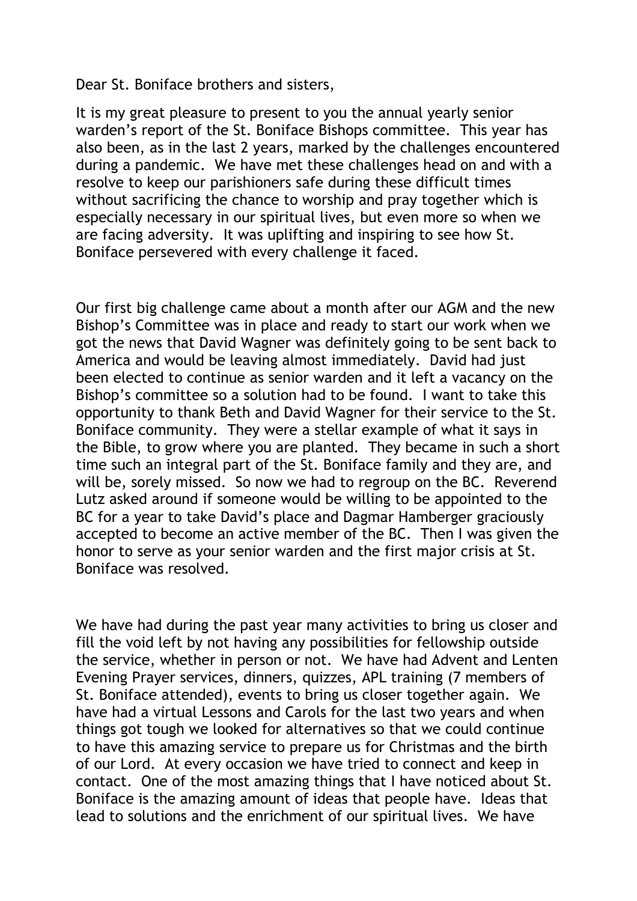Dear St. Boniface brothers and sisters,

It is my great pleasure to present to you the annual yearly senior warden's report of the St. Boniface Bishops committee. This year has also been, as in the last 2 years, marked by the challenges encountered during a pandemic. We have met these challenges head on and with a resolve to keep our parishioners safe during these difficult times without sacrificing the chance to worship and pray together which is especially necessary in our spiritual lives, but even more so when we are facing adversity. It was uplifting and inspiring to see how St. Boniface persevered with every challenge it faced.

Our first big challenge came about a month after our AGM and the new Bishop's Committee was in place and ready to start our work when we got the news that David Wagner was definitely going to be sent back to America and would be leaving almost immediately. David had just been elected to continue as senior warden and it left a vacancy on the Bishop's committee so a solution had to be found. I want to take this opportunity to thank Beth and David Wagner for their service to the St. Boniface community. They were a stellar example of what it says in the Bible, to grow where you are planted. They became in such a short time such an integral part of the St. Boniface family and they are, and will be, sorely missed. So now we had to regroup on the BC. Reverend Lutz asked around if someone would be willing to be appointed to the BC for a year to take David's place and Dagmar Hamberger graciously accepted to become an active member of the BC. Then I was given the honor to serve as your senior warden and the first major crisis at St. Boniface was resolved.

We have had during the past year many activities to bring us closer and fill the void left by not having any possibilities for fellowship outside the service, whether in person or not. We have had Advent and Lenten Evening Prayer services, dinners, quizzes, APL training (7 members of St. Boniface attended), events to bring us closer together again. We have had a virtual Lessons and Carols for the last two years and when things got tough we looked for alternatives so that we could continue to have this amazing service to prepare us for Christmas and the birth of our Lord. At every occasion we have tried to connect and keep in contact. One of the most amazing things that I have noticed about St. Boniface is the amazing amount of ideas that people have. Ideas that lead to solutions and the enrichment of our spiritual lives. We have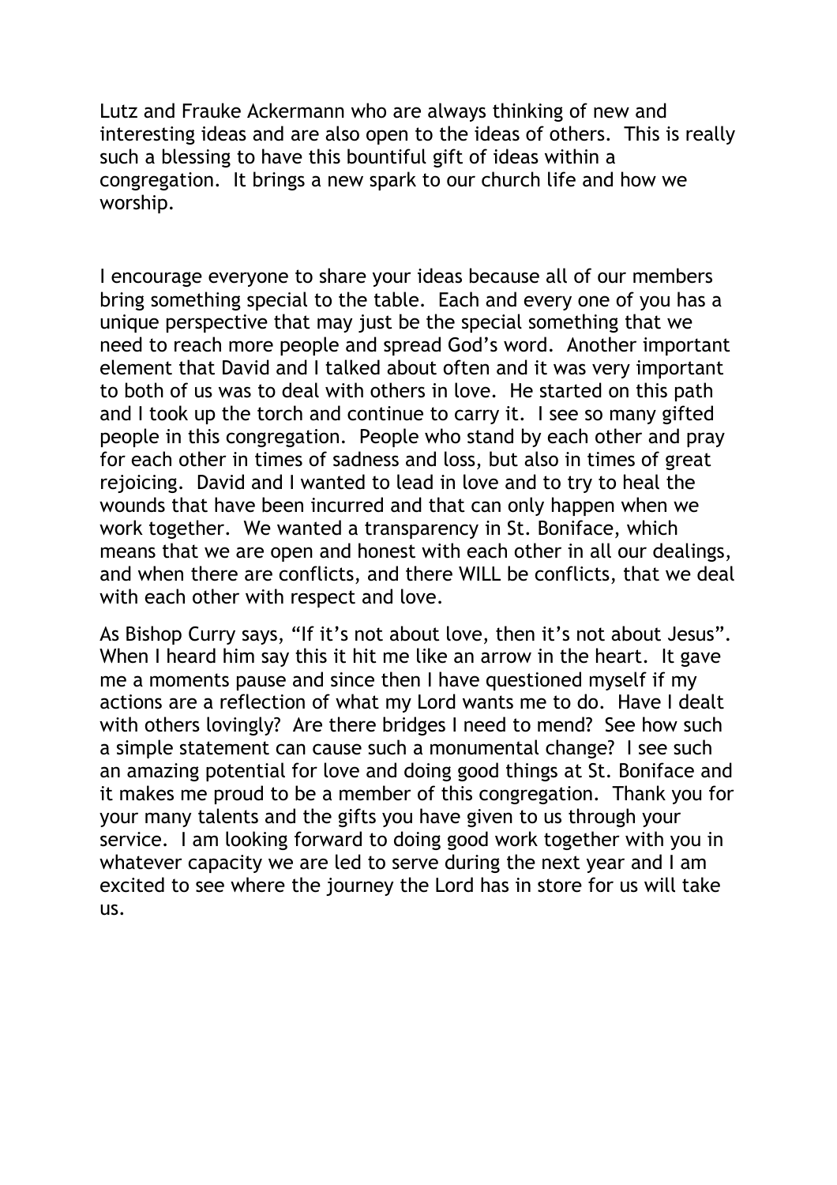Lutz and Frauke Ackermann who are always thinking of new and interesting ideas and are also open to the ideas of others. This is really such a blessing to have this bountiful gift of ideas within a congregation. It brings a new spark to our church life and how we worship.

I encourage everyone to share your ideas because all of our members bring something special to the table. Each and every one of you has a unique perspective that may just be the special something that we need to reach more people and spread God's word. Another important element that David and I talked about often and it was very important to both of us was to deal with others in love. He started on this path and I took up the torch and continue to carry it. I see so many gifted people in this congregation. People who stand by each other and pray for each other in times of sadness and loss, but also in times of great rejoicing. David and I wanted to lead in love and to try to heal the wounds that have been incurred and that can only happen when we work together. We wanted a transparency in St. Boniface, which means that we are open and honest with each other in all our dealings, and when there are conflicts, and there WILL be conflicts, that we deal with each other with respect and love.

As Bishop Curry says, "If it's not about love, then it's not about Jesus". When I heard him say this it hit me like an arrow in the heart. It gave me a moments pause and since then I have questioned myself if my actions are a reflection of what my Lord wants me to do. Have I dealt with others lovingly? Are there bridges I need to mend? See how such a simple statement can cause such a monumental change? I see such an amazing potential for love and doing good things at St. Boniface and it makes me proud to be a member of this congregation. Thank you for your many talents and the gifts you have given to us through your service. I am looking forward to doing good work together with you in whatever capacity we are led to serve during the next year and I am excited to see where the journey the Lord has in store for us will take us.